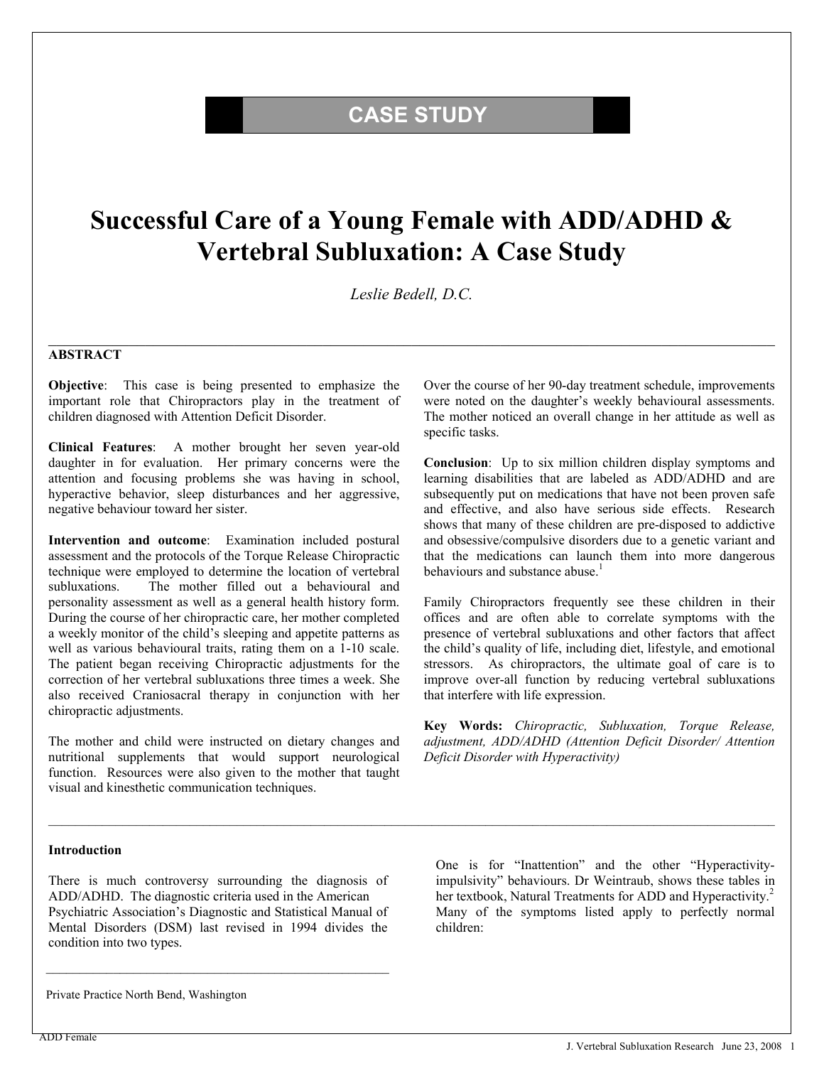**CASE STUDY**

# Successful Care of a Young Female with ADD/ADHD & Vertebral Subluxation: A Case Study

*Leslie Bedell, D.C.*

## ABSTRACT

**Objective**: This case is being presented to emphasize the important role that Chiropractors play in the treatment of children diagnosed with Attention Deficit Disorder.

**Clinical Features**: A mother brought her seven year-old daughter in for evaluation. Her primary concerns were the attention and focusing problems she was having in school, hyperactive behavior, sleep disturbances and her aggressive, negative behaviour toward her sister.

**Intervention and outcome**: Examination included postural assessment and the protocols of the Torque Release Chiropractic technique were employed to determine the location of vertebral subluxations. The mother filled out a behavioural and personality assessment as well as a general health history form. During the course of her chiropractic care, her mother completed a weekly monitor of the child's sleeping and appetite patterns as well as various behavioural traits, rating them on a 1-10 scale. The patient began receiving Chiropractic adjustments for the correction of her vertebral subluxations three times a week. She also received Craniosacral therapy in conjunction with her chiropractic adjustments.

The mother and child were instructed on dietary changes and nutritional supplements that would support neurological function. Resources were also given to the mother that taught visual and kinesthetic communication techniques.

Over the course of her 90-day treatment schedule, improvements were noted on the daughter's weekly behavioural assessments. The mother noticed an overall change in her attitude as well as specific tasks.

**Conclusion**: Up to six million children display symptoms and learning disabilities that are labeled as ADD/ADHD and are subsequently put on medications that have not been proven safe and effective, and also have serious side effects. Research shows that many of these children are pre-disposed to addictive and obsessive/compulsive disorders due to a genetic variant and that the medications can launch them into more dangerous behaviours and substance abuse.[1]

Family Chiropractors frequently see these children in their offices and are often able to correlate symptoms with the presence of vertebral subluxations and other factors that affect the child's quality of life, including diet, lifestyle, and emotional stressors. As chiropractors, the ultimate goal of care is to improve over-all function by reducing vertebral subluxations that interfere with life expression.

**Key Words:** *Chiropractic, Subluxation, Torque Release, adjustment, ADD/ADHD (Attention Deficit Disorder/ Attention Deficit Disorder with Hyperactivity)*

## Introduction

There is much controversy surrounding the diagnosis of ADD/ADHD. The diagnostic criteria used in the American Psychiatric Association's Diagnostic and Statistical Manual of Mental Disorders (DSM) last revised in 1994 divides the condition into two types.

One is for "Inattention" and the other "Hyperactivity-impulsivity" behaviours. Dr Weintraub, shows these tables in her textbook, Natural Treatments for ADD and Hyperactivity.[2] Many of the symptoms listed apply to perfectly normal children:

Private Practice North Bend, Washington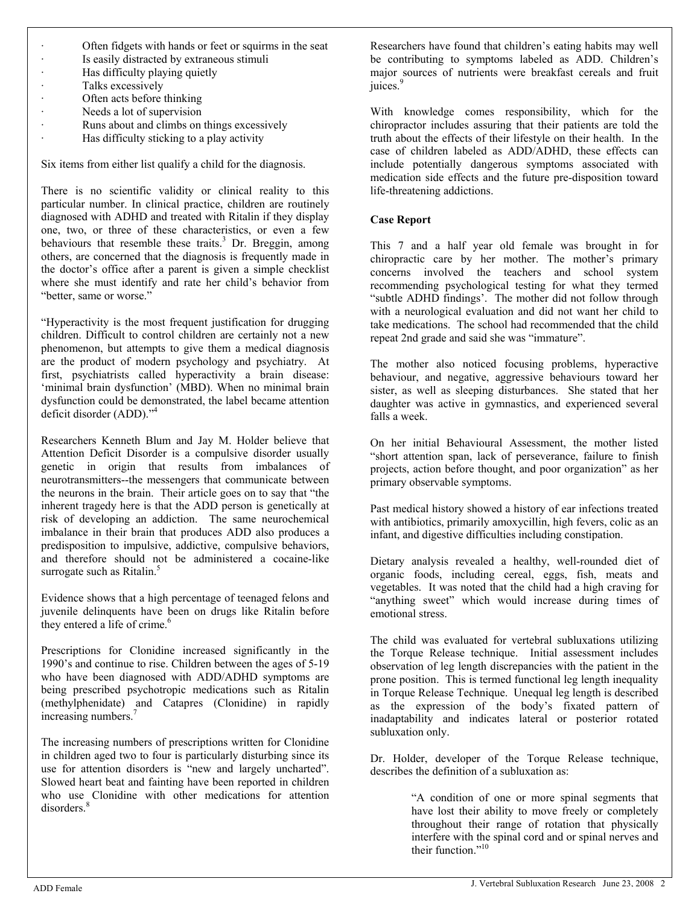- Often fidgets with hands or feet or squirms in the seat
- Is easily distracted by extraneous stimuli
- Has difficulty playing quietly
- Talks excessively
- Often acts before thinking
- Needs a lot of supervision
- Runs about and climbs on things excessively
- Has difficulty sticking to a play activity

Six items from either list qualify a child for the diagnosis.

There is no scientific validity or clinical reality to this particular number. In clinical practice, children are routinely diagnosed with ADHD and treated with Ritalin if they display one, two, or three of these characteristics, or even a few behaviours that resemble these traits.[3] Dr. Breggin, among others, are concerned that the diagnosis is frequently made in the doctor's office after a parent is given a simple checklist where she must identify and rate her child's behavior from "better, same or worse."

"Hyperactivity is the most frequent justification for drugging children. Difficult to control children are certainly not a new phenomenon, but attempts to give them a medical diagnosis are the product of modern psychology and psychiatry. At first, psychiatrists called hyperactivity a brain disease: 'minimal brain dysfunction' (MBD). When no minimal brain dysfunction could be demonstrated, the label became attention deficit disorder (ADD)."[4]

Researchers Kenneth Blum and Jay M. Holder believe that Attention Deficit Disorder is a compulsive disorder usually genetic in origin that results from imbalances of neurotransmitters--the messengers that communicate between the neurons in the brain. Their article goes on to say that "the inherent tragedy here is that the ADD person is genetically at risk of developing an addiction. The same neurochemical imbalance in their brain that produces ADD also produces a predisposition to impulsive, addictive, compulsive behaviors, and therefore should not be administered a cocaine-like surrogate such as Ritalin.[5]

Evidence shows that a high percentage of teenaged felons and juvenile delinquents have been on drugs like Ritalin before they entered a life of crime.[6]

Prescriptions for Clonidine increased significantly in the 1990's and continue to rise. Children between the ages of 5-19 who have been diagnosed with ADD/ADHD symptoms are being prescribed psychotropic medications such as Ritalin (methylphenidate) and Catapres (Clonidine) in rapidly increasing numbers.[7]

The increasing numbers of prescriptions written for Clonidine in children aged two to four is particularly disturbing since its use for attention disorders is "new and largely uncharted". Slowed heart beat and fainting have been reported in children who use Clonidine with other medications for attention disorders.[8]

Researchers have found that children's eating habits may well be contributing to symptoms labeled as ADD. Children's major sources of nutrients were breakfast cereals and fruit juices.[9]

With knowledge comes responsibility, which for the chiropractor includes assuring that their patients are told the truth about the effects of their lifestyle on their health. In the case of children labeled as ADD/ADHD, these effects can include potentially dangerous symptoms associated with medication side effects and the future pre-disposition toward life-threatening addictions.

## Case Report

This 7 and a half year old female was brought in for chiropractic care by her mother. The mother's primary concerns involved the teachers and school system recommending psychological testing for what they termed "subtle ADHD findings'. The mother did not follow through with a neurological evaluation and did not want her child to take medications. The school had recommended that the child repeat 2nd grade and said she was "immature".

The mother also noticed focusing problems, hyperactive behaviour, and negative, aggressive behaviours toward her sister, as well as sleeping disturbances. She stated that her daughter was active in gymnastics, and experienced several falls a week.

On her initial Behavioural Assessment, the mother listed "short attention span, lack of perseverance, failure to finish projects, action before thought, and poor organization" as her primary observable symptoms.

Past medical history showed a history of ear infections treated with antibiotics, primarily amoxycillin, high fevers, colic as an infant, and digestive difficulties including constipation.

Dietary analysis revealed a healthy, well-rounded diet of organic foods, including cereal, eggs, fish, meats and vegetables. It was noted that the child had a high craving for "anything sweet" which would increase during times of emotional stress.

The child was evaluated for vertebral subluxations utilizing the Torque Release technique. Initial assessment includes observation of leg length discrepancies with the patient in the prone position. This is termed functional leg length inequality in Torque Release Technique. Unequal leg length is described as the expression of the body's fixated pattern of inadaptability and indicates lateral or posterior rotated subluxation only.

Dr. Holder, developer of the Torque Release technique, describes the definition of a subluxation as:

> "A condition of one or more spinal segments that have lost their ability to move freely or completely throughout their range of rotation that physically interfere with the spinal cord and or spinal nerves and their function."[10]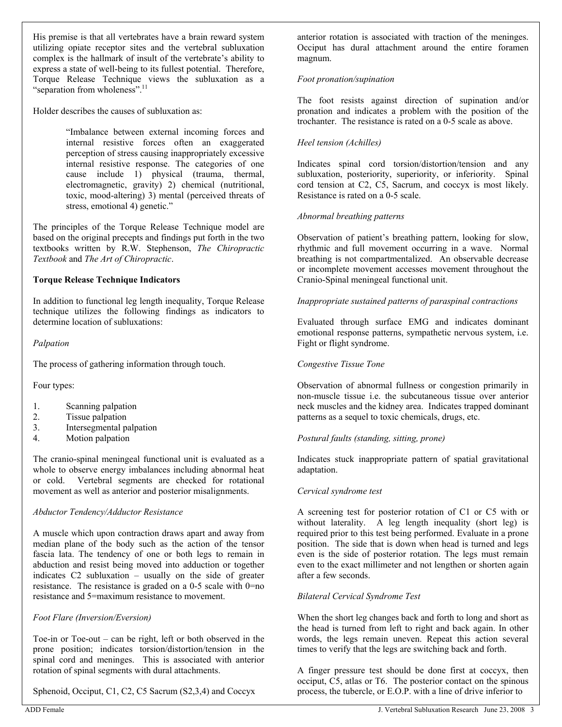His premise is that all vertebrates have a brain reward system utilizing opiate receptor sites and the vertebral subluxation complex is the hallmark of insult of the vertebrate's ability to express a state of well-being to its fullest potential. Therefore, Torque Release Technique views the subluxation as a "separation from wholeness".[11]

Holder describes the causes of subluxation as:

> "Imbalance between external incoming forces and internal resistive forces often an exaggerated perception of stress causing inappropriately excessive internal resistive response. The categories of one cause include 1) physical (trauma, thermal, electromagnetic, gravity) 2) chemical (nutritional, toxic, mood-altering) 3) mental (perceived threats of stress, emotional 4) genetic."

The principles of the Torque Release Technique model are based on the original precepts and findings put forth in the two textbooks written by R.W. Stephenson, *The Chiropractic Textbook* and *The Art of Chiropractic*.

**Torque Release Technique Indicators**

In addition to functional leg length inequality, Torque Release technique utilizes the following findings as indicators to determine location of subluxations:

*Palpation*

The process of gathering information through touch.

Four types:

1. Scanning palpation
2. Tissue palpation
3. Intersegmental palpation
4. Motion palpation

The cranio-spinal meningeal functional unit is evaluated as a whole to observe energy imbalances including abnormal heat or cold. Vertebral segments are checked for rotational movement as well as anterior and posterior misalignments.

*Abductor Tendency/Adductor Resistance*

A muscle which upon contraction draws apart and away from median plane of the body such as the action of the tensor fascia lata. The tendency of one or both legs to remain in abduction and resist being moved into adduction or together indicates C2 subluxation – usually on the side of greater resistance. The resistance is graded on a 0-5 scale with 0=no resistance and 5=maximum resistance to movement.

*Foot Flare (Inversion/Eversion)*

Toe-in or Toe-out – can be right, left or both observed in the prone position; indicates torsion/distortion/tension in the spinal cord and meninges. This is associated with anterior rotation of spinal segments with dural attachments.

Sphenoid, Occiput, C1, C2, C5 Sacrum (S2,3,4) and Coccyx anterior rotation is associated with traction of the meninges. Occiput has dural attachment around the entire foramen magnum.

*Foot pronation/supination*

The foot resists against direction of supination and/or pronation and indicates a problem with the position of the trochanter. The resistance is rated on a 0-5 scale as above.

*Heel tension (Achilles)*

Indicates spinal cord torsion/distortion/tension and any subluxation, posteriority, superiority, or inferiority. Spinal cord tension at C2, C5, Sacrum, and coccyx is most likely. Resistance is rated on a 0-5 scale.

*Abnormal breathing patterns*

Observation of patient's breathing pattern, looking for slow, rhythmic and full movement occurring in a wave. Normal breathing is not compartmentalized. An observable decrease or incomplete movement accesses movement throughout the Cranio-Spinal meningeal functional unit.

*Inappropriate sustained patterns of paraspinal contractions*

Evaluated through surface EMG and indicates dominant emotional response patterns, sympathetic nervous system, i.e. Fight or flight syndrome.

*Congestive Tissue Tone*

Observation of abnormal fullness or congestion primarily in non-muscle tissue i.e. the subcutaneous tissue over anterior neck muscles and the kidney area. Indicates trapped dominant patterns as a sequel to toxic chemicals, drugs, etc.

*Postural faults (standing, sitting, prone)*

Indicates stuck inappropriate pattern of spatial gravitational adaptation.

*Cervical syndrome test*

A screening test for posterior rotation of C1 or C5 with or without laterality. A leg length inequality (short leg) is required prior to this test being performed. Evaluate in a prone position. The side that is down when head is turned and legs even is the side of posterior rotation. The legs must remain even to the exact millimeter and not lengthen or shorten again after a few seconds.

*Bilateral Cervical Syndrome Test*

When the short leg changes back and forth to long and short as the head is turned from left to right and back again. In other words, the legs remain uneven. Repeat this action several times to verify that the legs are switching back and forth.

A finger pressure test should be done first at coccyx, then occiput, C5, atlas or T6. The posterior contact on the spinous process, the tubercle, or E.O.P. with a line of drive inferior to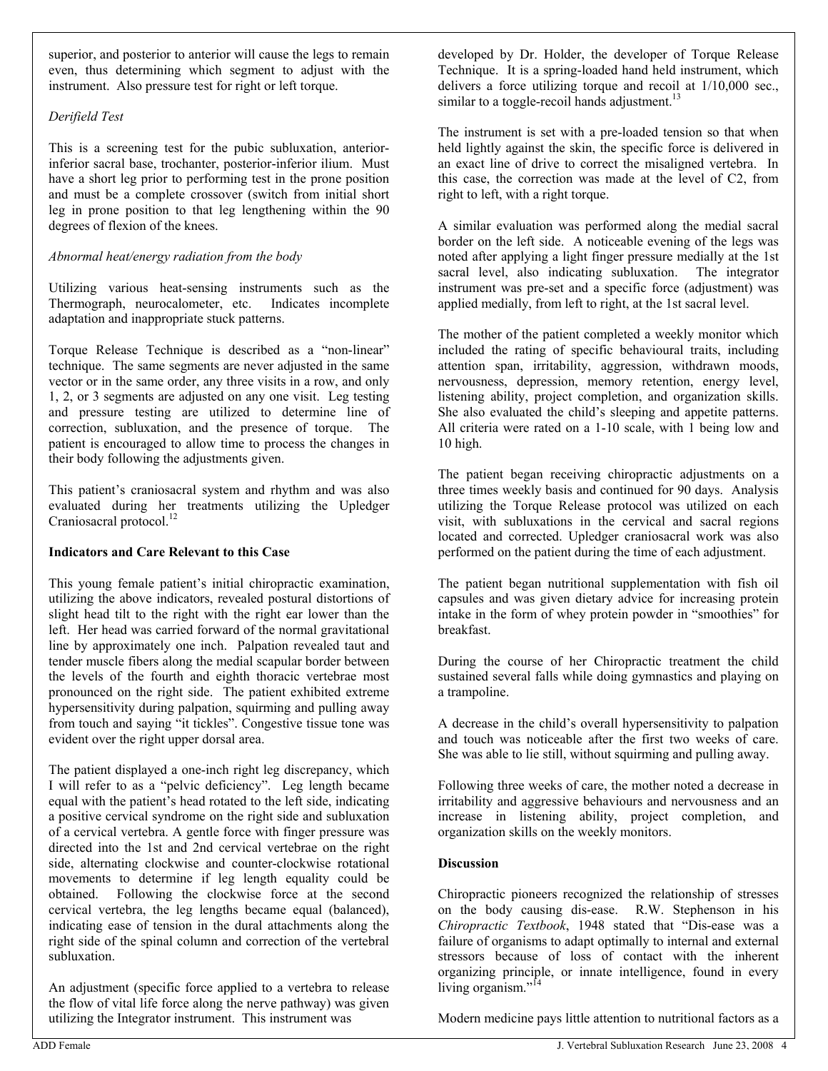superior, and posterior to anterior will cause the legs to remain even, thus determining which segment to adjust with the instrument. Also pressure test for right or left torque.

*Derifield Test*

This is a screening test for the pubic subluxation, anterior-inferior sacral base, trochanter, posterior-inferior ilium. Must have a short leg prior to performing test in the prone position and must be a complete crossover (switch from initial short leg in prone position to that leg lengthening within the 90 degrees of flexion of the knees.

*Abnormal heat/energy radiation from the body*

Utilizing various heat-sensing instruments such as the Thermograph, neurocalometer, etc. Indicates incomplete adaptation and inappropriate stuck patterns.

Torque Release Technique is described as a "non-linear" technique. The same segments are never adjusted in the same vector or in the same order, any three visits in a row, and only 1, 2, or 3 segments are adjusted on any one visit. Leg testing and pressure testing are utilized to determine line of correction, subluxation, and the presence of torque. The patient is encouraged to allow time to process the changes in their body following the adjustments given.

This patient's craniosacral system and rhythm and was also evaluated during her treatments utilizing the Upledger Craniosacral protocol.[12]

**Indicators and Care Relevant to this Case**

This young female patient's initial chiropractic examination, utilizing the above indicators, revealed postural distortions of slight head tilt to the right with the right ear lower than the left. Her head was carried forward of the normal gravitational line by approximately one inch. Palpation revealed taut and tender muscle fibers along the medial scapular border between the levels of the fourth and eighth thoracic vertebrae most pronounced on the right side. The patient exhibited extreme hypersensitivity during palpation, squirming and pulling away from touch and saying "it tickles". Congestive tissue tone was evident over the right upper dorsal area.

The patient displayed a one-inch right leg discrepancy, which I will refer to as a "pelvic deficiency". Leg length became equal with the patient's head rotated to the left side, indicating a positive cervical syndrome on the right side and subluxation of a cervical vertebra. A gentle force with finger pressure was directed into the 1st and 2nd cervical vertebrae on the right side, alternating clockwise and counter-clockwise rotational movements to determine if leg length equality could be obtained. Following the clockwise force at the second cervical vertebra, the leg lengths became equal (balanced), indicating ease of tension in the dural attachments along the right side of the spinal column and correction of the vertebral subluxation.

An adjustment (specific force applied to a vertebra to release the flow of vital life force along the nerve pathway) was given utilizing the Integrator instrument. This instrument was developed by Dr. Holder, the developer of Torque Release Technique. It is a spring-loaded hand held instrument, which delivers a force utilizing torque and recoil at 1/10,000 sec., similar to a toggle-recoil hands adjustment.[13]

The instrument is set with a pre-loaded tension so that when held lightly against the skin, the specific force is delivered in an exact line of drive to correct the misaligned vertebra. In this case, the correction was made at the level of C2, from right to left, with a right torque.

A similar evaluation was performed along the medial sacral border on the left side. A noticeable evening of the legs was noted after applying a light finger pressure medially at the 1st sacral level, also indicating subluxation. The integrator instrument was pre-set and a specific force (adjustment) was applied medially, from left to right, at the 1st sacral level.

The mother of the patient completed a weekly monitor which included the rating of specific behavioural traits, including attention span, irritability, aggression, withdrawn moods, nervousness, depression, memory retention, energy level, listening ability, project completion, and organization skills. She also evaluated the child's sleeping and appetite patterns. All criteria were rated on a 1-10 scale, with 1 being low and 10 high.

The patient began receiving chiropractic adjustments on a three times weekly basis and continued for 90 days. Analysis utilizing the Torque Release protocol was utilized on each visit, with subluxations in the cervical and sacral regions located and corrected. Upledger craniosacral work was also performed on the patient during the time of each adjustment.

The patient began nutritional supplementation with fish oil capsules and was given dietary advice for increasing protein intake in the form of whey protein powder in "smoothies" for breakfast.

During the course of her Chiropractic treatment the child sustained several falls while doing gymnastics and playing on a trampoline.

A decrease in the child's overall hypersensitivity to palpation and touch was noticeable after the first two weeks of care. She was able to lie still, without squirming and pulling away.

Following three weeks of care, the mother noted a decrease in irritability and aggressive behaviours and nervousness and an increase in listening ability, project completion, and organization skills on the weekly monitors.

**Discussion**

Chiropractic pioneers recognized the relationship of stresses on the body causing dis-ease. R.W. Stephenson in his *Chiropractic Textbook*, 1948 stated that "Dis-ease was a failure of organisms to adapt optimally to internal and external stressors because of loss of contact with the inherent organizing principle, or innate intelligence, found in every living organism."[14]

Modern medicine pays little attention to nutritional factors as a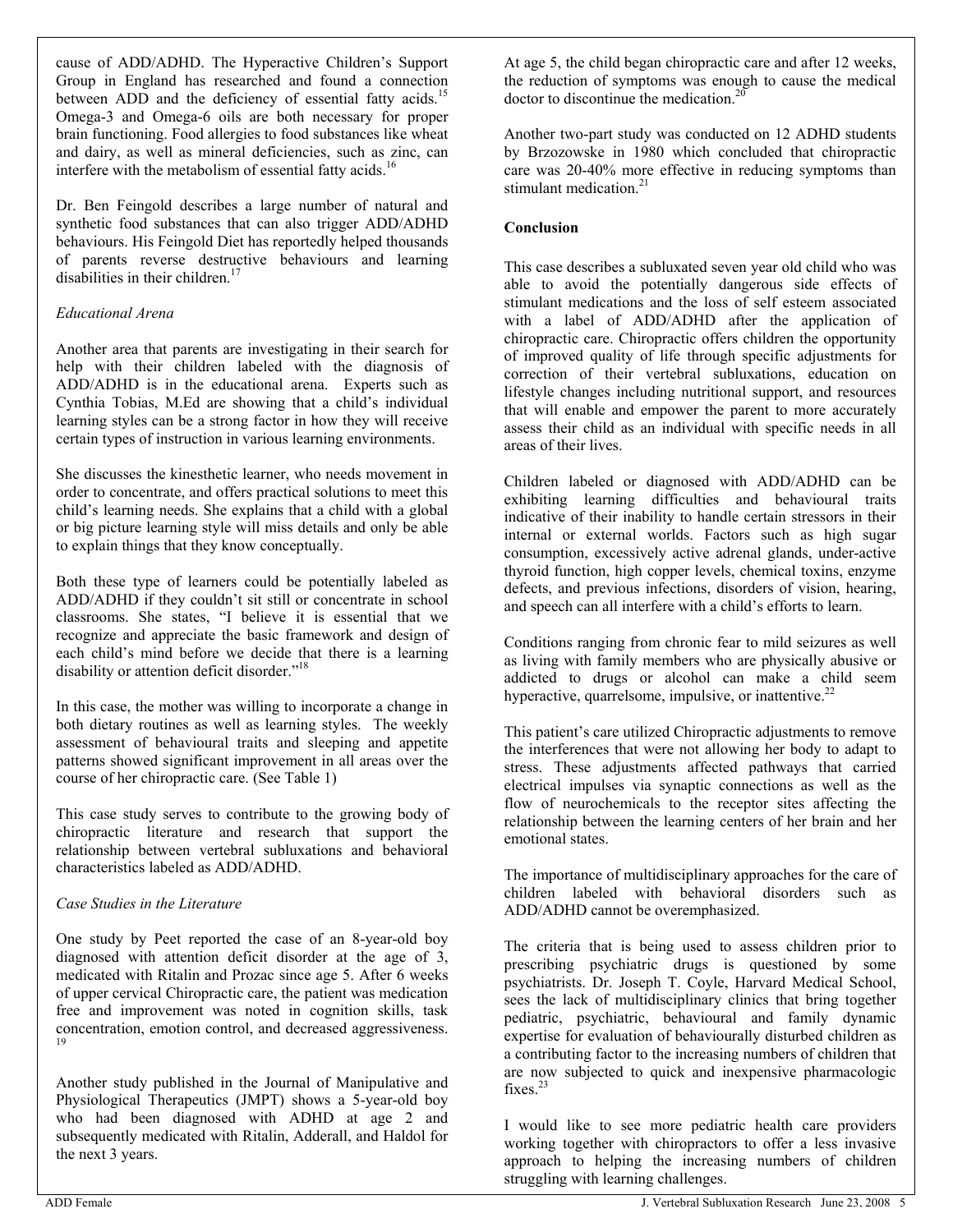cause of ADD/ADHD. The Hyperactive Children's Support Group in England has researched and found a connection between ADD and the deficiency of essential fatty acids.[15] Omega-3 and Omega-6 oils are both necessary for proper brain functioning. Food allergies to food substances like wheat and dairy, as well as mineral deficiencies, such as zinc, can interfere with the metabolism of essential fatty acids.[16]

Dr. Ben Feingold describes a large number of natural and synthetic food substances that can also trigger ADD/ADHD behaviours. His Feingold Diet has reportedly helped thousands of parents reverse destructive behaviours and learning disabilities in their children.[17]

*Educational Arena*

Another area that parents are investigating in their search for help with their children labeled with the diagnosis of ADD/ADHD is in the educational arena. Experts such as Cynthia Tobias, M.Ed are showing that a child's individual learning styles can be a strong factor in how they will receive certain types of instruction in various learning environments.

She discusses the kinesthetic learner, who needs movement in order to concentrate, and offers practical solutions to meet this child's learning needs. She explains that a child with a global or big picture learning style will miss details and only be able to explain things that they know conceptually.

Both these type of learners could be potentially labeled as ADD/ADHD if they couldn't sit still or concentrate in school classrooms. She states, "I believe it is essential that we recognize and appreciate the basic framework and design of each child's mind before we decide that there is a learning disability or attention deficit disorder."[18]

In this case, the mother was willing to incorporate a change in both dietary routines as well as learning styles. The weekly assessment of behavioural traits and sleeping and appetite patterns showed significant improvement in all areas over the course of her chiropractic care. (See Table 1)

This case study serves to contribute to the growing body of chiropractic literature and research that support the relationship between vertebral subluxations and behavioral characteristics labeled as ADD/ADHD.

*Case Studies in the Literature*

One study by Peet reported the case of an 8-year-old boy diagnosed with attention deficit disorder at the age of 3, medicated with Ritalin and Prozac since age 5. After 6 weeks of upper cervical Chiropractic care, the patient was medication free and improvement was noted in cognition skills, task concentration, emotion control, and decreased aggressiveness.[19]

Another study published in the Journal of Manipulative and Physiological Therapeutics (JMPT) shows a 5-year-old boy who had been diagnosed with ADHD at age 2 and subsequently medicated with Ritalin, Adderall, and Haldol for the next 3 years.

At age 5, the child began chiropractic care and after 12 weeks, the reduction of symptoms was enough to cause the medical doctor to discontinue the medication.[20]

Another two-part study was conducted on 12 ADHD students by Brzozowske in 1980 which concluded that chiropractic care was 20-40% more effective in reducing symptoms than stimulant medication.[21]

**Conclusion**

This case describes a subluxated seven year old child who was able to avoid the potentially dangerous side effects of stimulant medications and the loss of self esteem associated with a label of ADD/ADHD after the application of chiropractic care. Chiropractic offers children the opportunity of improved quality of life through specific adjustments for correction of their vertebral subluxations, education on lifestyle changes including nutritional support, and resources that will enable and empower the parent to more accurately assess their child as an individual with specific needs in all areas of their lives.

Children labeled or diagnosed with ADD/ADHD can be exhibiting learning difficulties and behavioural traits indicative of their inability to handle certain stressors in their internal or external worlds. Factors such as high sugar consumption, excessively active adrenal glands, under-active thyroid function, high copper levels, chemical toxins, enzyme defects, and previous infections, disorders of vision, hearing, and speech can all interfere with a child's efforts to learn.

Conditions ranging from chronic fear to mild seizures as well as living with family members who are physically abusive or addicted to drugs or alcohol can make a child seem hyperactive, quarrelsome, impulsive, or inattentive.[22]

This patient's care utilized Chiropractic adjustments to remove the interferences that were not allowing her body to adapt to stress. These adjustments affected pathways that carried electrical impulses via synaptic connections as well as the flow of neurochemicals to the receptor sites affecting the relationship between the learning centers of her brain and her emotional states.

The importance of multidisciplinary approaches for the care of children labeled with behavioral disorders such as ADD/ADHD cannot be overemphasized.

The criteria that is being used to assess children prior to prescribing psychiatric drugs is questioned by some psychiatrists. Dr. Joseph T. Coyle, Harvard Medical School, sees the lack of multidisciplinary clinics that bring together pediatric, psychiatric, behavioural and family dynamic expertise for evaluation of behaviourally disturbed children as a contributing factor to the increasing numbers of children that are now subjected to quick and inexpensive pharmacologic fixes.[23]

I would like to see more pediatric health care providers working together with chiropractors to offer a less invasive approach to helping the increasing numbers of children struggling with learning challenges.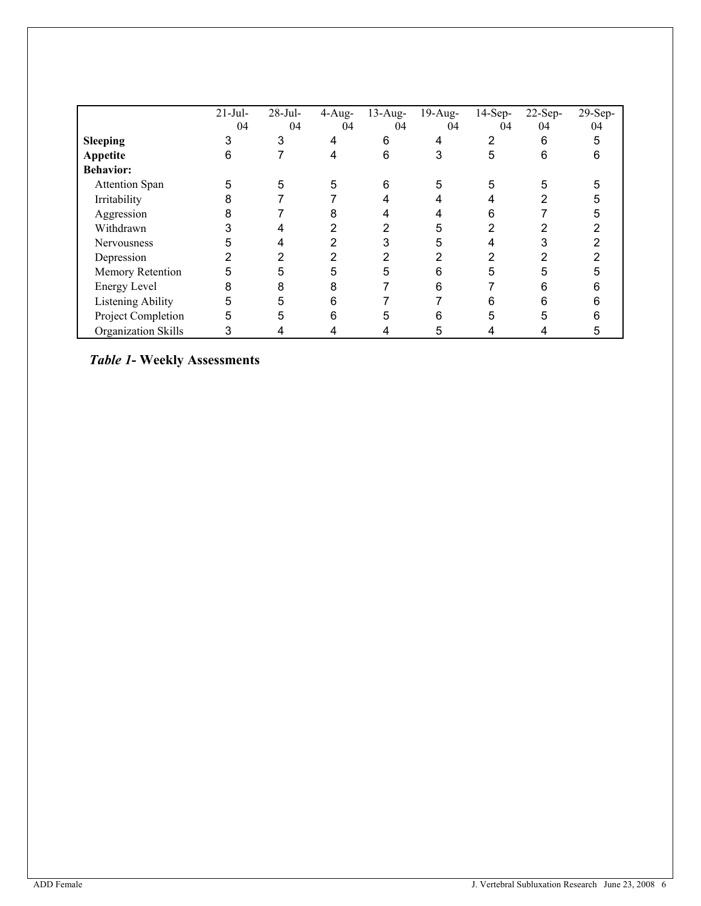| | 21-Jul-04 | 28-Jul-04 | 4-Aug-04 | 13-Aug-04 | 19-Aug-04 | 14-Sep-04 | 22-Sep-04 | 29-Sep-04 |
|---|---|---|---|---|---|---|---|---|
| **Sleeping** | 3 | 3 | 4 | 6 | 4 | 2 | 6 | 5 |
| **Appetite** | 6 | 7 | 4 | 6 | 3 | 5 | 6 | 6 |
| **Behavior:** | | | | | | | | |
| Attention Span | 5 | 5 | 5 | 6 | 5 | 5 | 5 | 5 |
| Irritability | 8 | 7 | 7 | 4 | 4 | 4 | 2 | 5 |
| Aggression | 8 | 7 | 8 | 4 | 4 | 6 | 7 | 5 |
| Withdrawn | 3 | 4 | 2 | 2 | 5 | 2 | 2 | 2 |
| Nervousness | 5 | 4 | 2 | 3 | 5 | 4 | 3 | 2 |
| Depression | 2 | 2 | 2 | 2 | 2 | 2 | 2 | 2 |
| Memory Retention | 5 | 5 | 5 | 5 | 6 | 5 | 5 | 5 |
| Energy Level | 8 | 8 | 8 | 7 | 6 | 7 | 6 | 6 |
| Listening Ability | 5 | 5 | 6 | 7 | 7 | 6 | 6 | 6 |
| Project Completion | 5 | 5 | 6 | 5 | 6 | 5 | 5 | 6 |
| Organization Skills | 3 | 4 | 4 | 4 | 5 | 4 | 4 | 5 |

***Table 1*- Weekly Assessments**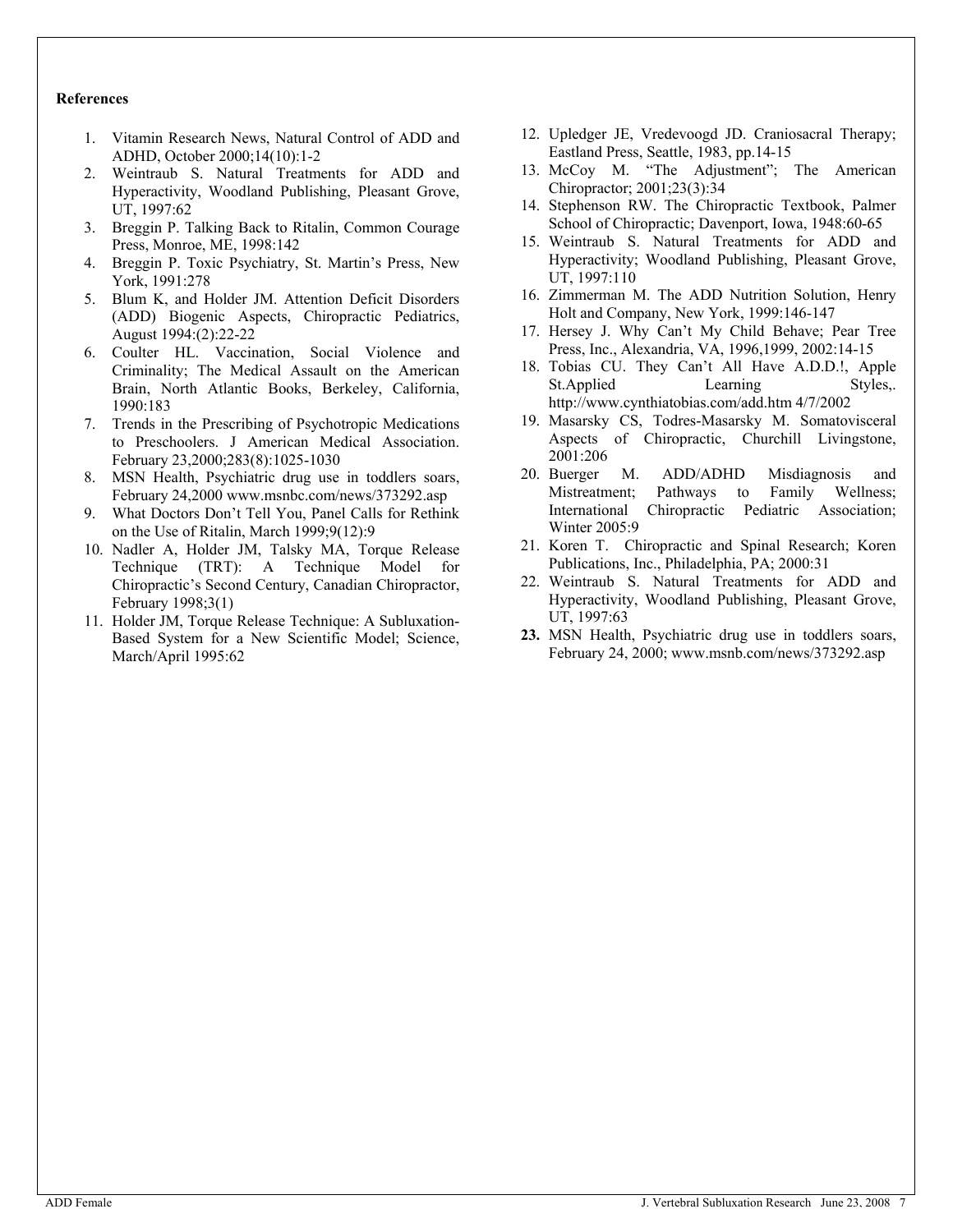**References**

1. Vitamin Research News, Natural Control of ADD and ADHD, October 2000;14(10):1-2
2. Weintraub S. Natural Treatments for ADD and Hyperactivity, Woodland Publishing, Pleasant Grove, UT, 1997:62
3. Breggin P. Talking Back to Ritalin, Common Courage Press, Monroe, ME, 1998:142
4. Breggin P. Toxic Psychiatry, St. Martin's Press, New York, 1991:278
5. Blum K, and Holder JM. Attention Deficit Disorders (ADD) Biogenic Aspects, Chiropractic Pediatrics, August 1994:(2):22-22
6. Coulter HL. Vaccination, Social Violence and Criminality; The Medical Assault on the American Brain, North Atlantic Books, Berkeley, California, 1990:183
7. Trends in the Prescribing of Psychotropic Medications to Preschoolers. J American Medical Association. February 23,2000;283(8):1025-1030
8. MSN Health, Psychiatric drug use in toddlers soars, February 24,2000 www.msnbc.com/news/373292.asp
9. What Doctors Don't Tell You, Panel Calls for Rethink on the Use of Ritalin, March 1999;9(12):9
10. Nadler A, Holder JM, Talsky MA, Torque Release Technique (TRT): A Technique Model for Chiropractic's Second Century, Canadian Chiropractor, February 1998;3(1)
11. Holder JM, Torque Release Technique: A Subluxation-Based System for a New Scientific Model; Science, March/April 1995:62
12. Upledger JE, Vredevoogd JD. Craniosacral Therapy; Eastland Press, Seattle, 1983, pp.14-15
13. McCoy M. "The Adjustment"; The American Chiropractor; 2001;23(3):34
14. Stephenson RW. The Chiropractic Textbook, Palmer School of Chiropractic; Davenport, Iowa, 1948:60-65
15. Weintraub S. Natural Treatments for ADD and Hyperactivity; Woodland Publishing, Pleasant Grove, UT, 1997:110
16. Zimmerman M. The ADD Nutrition Solution, Henry Holt and Company, New York, 1999:146-147
17. Hersey J. Why Can't My Child Behave; Pear Tree Press, Inc., Alexandria, VA, 1996,1999, 2002:14-15
18. Tobias CU. They Can't All Have A.D.D.!, Apple St.Applied Learning Styles,. http://www.cynthiatobias.com/add.htm 4/7/2002
19. Masarsky CS, Todres-Masarsky M. Somatovisceral Aspects of Chiropractic, Churchill Livingstone, 2001:206
20. Buerger M. ADD/ADHD Misdiagnosis and Mistreatment; Pathways to Family Wellness; International Chiropractic Pediatric Association; Winter 2005:9
21. Koren T. Chiropractic and Spinal Research; Koren Publications, Inc., Philadelphia, PA; 2000:31
22. Weintraub S. Natural Treatments for ADD and Hyperactivity, Woodland Publishing, Pleasant Grove, UT, 1997:63
23. MSN Health, Psychiatric drug use in toddlers soars, February 24, 2000; www.msnb.com/news/373292.asp